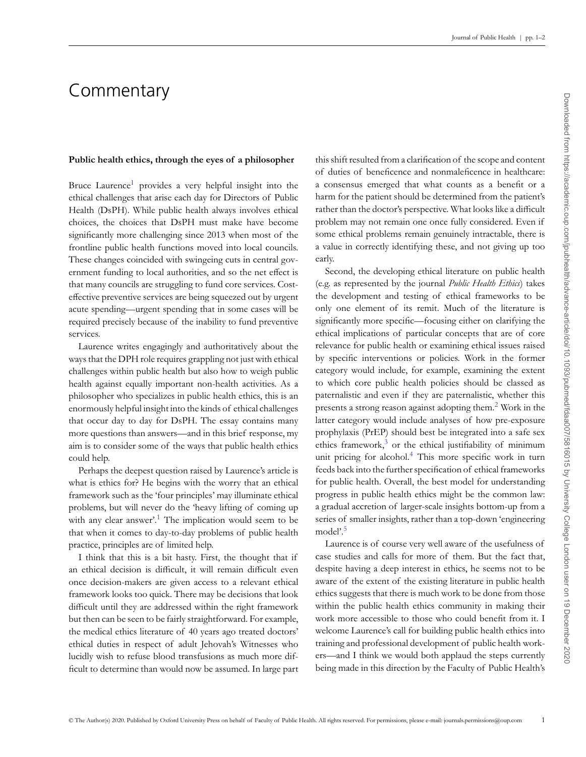# Commentary

## Public health ethics, through the eyes of a philosopher

Bruce Laurence[1] provides a very helpful insight into the ethical challenges that arise each day for Directors of Public Health (DsPH). While public health always involves ethical choices, the choices that DsPH must make have become significantly more challenging since 2013 when most of the frontline public health functions moved into local councils. These changes coincided with swingeing cuts in central government funding to local authorities, and so the net effect is that many councils are struggling to fund core services. Cost-effective preventive services are being squeezed out by urgent acute spending—urgent spending that in some cases will be required precisely because of the inability to fund preventive services.

Laurence writes engagingly and authoritatively about the ways that the DPH role requires grappling not just with ethical challenges within public health but also how to weigh public health against equally important non-health activities. As a philosopher who specializes in public health ethics, this is an enormously helpful insight into the kinds of ethical challenges that occur day to day for DsPH. The essay contains many more questions than answers—and in this brief response, my aim is to consider some of the ways that public health ethics could help.

Perhaps the deepest question raised by Laurence's article is what is ethics for? He begins with the worry that an ethical framework such as the 'four principles' may illuminate ethical problems, but will never do the 'heavy lifting of coming up with any clear answer'.[1] The implication would seem to be that when it comes to day-to-day problems of public health practice, principles are of limited help.

I think that this is a bit hasty. First, the thought that if an ethical decision is difficult, it will remain difficult even once decision-makers are given access to a relevant ethical framework looks too quick. There may be decisions that look difficult until they are addressed within the right framework but then can be seen to be fairly straightforward. For example, the medical ethics literature of 40 years ago treated doctors' ethical duties in respect of adult Jehovah's Witnesses who lucidly wish to refuse blood transfusions as much more difficult to determine than would now be assumed. In large part this shift resulted from a clarification of the scope and content of duties of beneficence and nonmaleficence in healthcare: a consensus emerged that what counts as a benefit or a harm for the patient should be determined from the patient's rather than the doctor's perspective. What looks like a difficult problem may not remain one once fully considered. Even if some ethical problems remain genuinely intractable, there is a value in correctly identifying these, and not giving up too early.

Second, the developing ethical literature on public health (e.g. as represented by the journal *Public Health Ethics*) takes the development and testing of ethical frameworks to be only one element of its remit. Much of the literature is significantly more specific—focusing either on clarifying the ethical implications of particular concepts that are of core relevance for public health or examining ethical issues raised by specific interventions or policies. Work in the former category would include, for example, examining the extent to which core public health policies should be classed as paternalistic and even if they are paternalistic, whether this presents a strong reason against adopting them.[2] Work in the latter category would include analyses of how pre-exposure prophylaxis (PrEP) should best be integrated into a safe sex ethics framework,[3] or the ethical justifiability of minimum unit pricing for alcohol.[4] This more specific work in turn feeds back into the further specification of ethical frameworks for public health. Overall, the best model for understanding progress in public health ethics might be the common law: a gradual accretion of larger-scale insights bottom-up from a series of smaller insights, rather than a top-down 'engineering model'.[5]

Laurence is of course very well aware of the usefulness of case studies and calls for more of them. But the fact that, despite having a deep interest in ethics, he seems not to be aware of the extent of the existing literature in public health ethics suggests that there is much work to be done from those within the public health ethics community in making their work more accessible to those who could benefit from it. I welcome Laurence's call for building public health ethics into training and professional development of public health workers—and I think we would both applaud the steps currently being made in this direction by the Faculty of Public Health's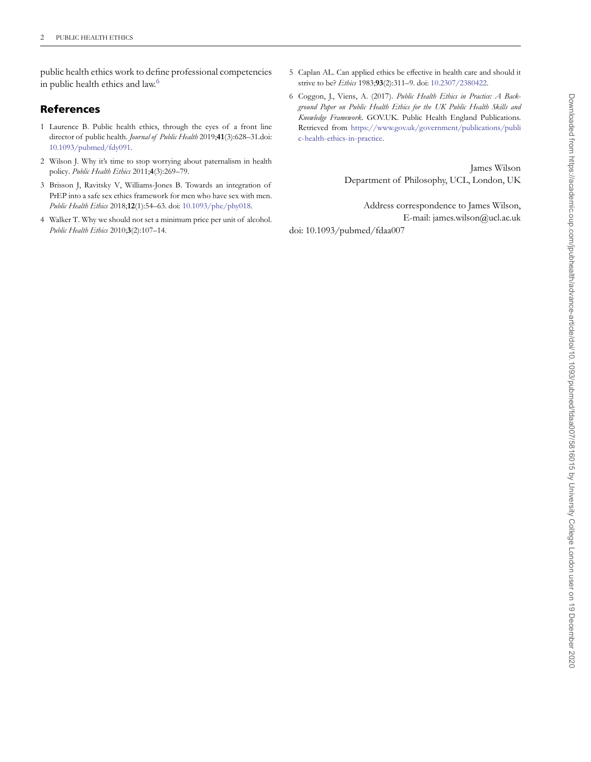public health ethics work to define professional competencies in public health ethics and law.[6]

## References

1 Laurence B. Public health ethics, through the eyes of a front line director of public health. *Journal of Public Health* 2019;**41**(3):628–31.doi: 10.1093/pubmed/fdy091.

2 Wilson J. Why it's time to stop worrying about paternalism in health policy. *Public Health Ethics* 2011;**4**(3):269–79.

3 Brisson J, Ravitsky V, Williams-Jones B. Towards an integration of PrEP into a safe sex ethics framework for men who have sex with men. *Public Health Ethics* 2018;**12**(1):54–63. doi: 10.1093/phe/phy018.

4 Walker T. Why we should not set a minimum price per unit of alcohol. *Public Health Ethics* 2010;**3**(2):107–14.

5 Caplan AL. Can applied ethics be effective in health care and should it strive to be? *Ethics* 1983;**93**(2):311–9. doi: 10.2307/2380422.

6 Coggon, J., Viens, A. (2017). *Public Health Ethics in Practice: A Background Paper on Public Health Ethics for the UK Public Health Skills and Knowledge Framework*. GOV.UK. Public Health England Publications. Retrieved from https://www.gov.uk/government/publications/public-health-ethics-in-practice.

James Wilson
Department of Philosophy, UCL, London, UK

Address correspondence to James Wilson,
E-mail: james.wilson@ucl.ac.uk

doi: 10.1093/pubmed/fdaa007